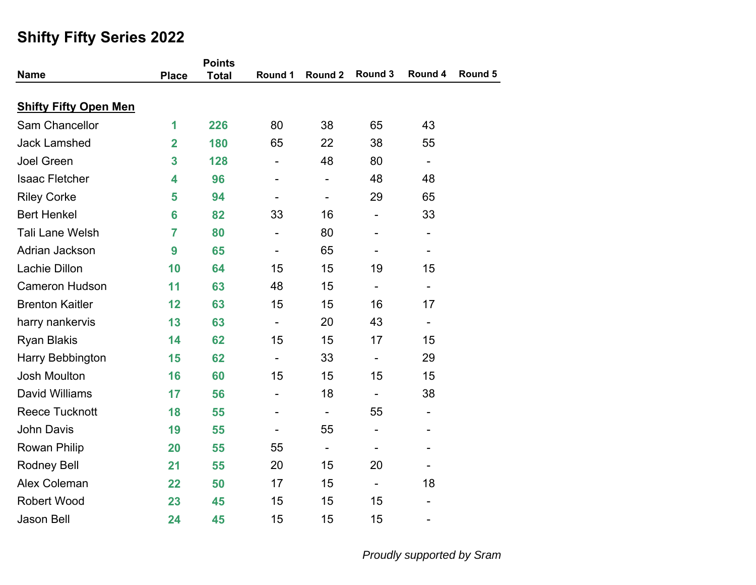# Shifty Fifty Series 2022

| Name | Place | Points Total | Round 1 | Round 2 | Round 3 | Round 4 | Round 5 |
|---|---|---|---|---|---|---|---|
| **Shifty Fifty Open Men** | | | | | | | |
| Sam Chancellor | **1** | **226** | 80 | 38 | 65 | 43 | |
| Jack Lamshed | **2** | **180** | 65 | 22 | 38 | 55 | |
| Joel Green | **3** | **128** | - | 48 | 80 | - | |
| Isaac Fletcher | **4** | **96** | - | - | 48 | 48 | |
| Riley Corke | **5** | **94** | - | - | 29 | 65 | |
| Bert Henkel | **6** | **82** | 33 | 16 | - | 33 | |
| Tali Lane Welsh | **7** | **80** | - | 80 | - | - | |
| Adrian Jackson | **9** | **65** | - | 65 | - | - | |
| Lachie Dillon | **10** | **64** | 15 | 15 | 19 | 15 | |
| Cameron Hudson | **11** | **63** | 48 | 15 | - | - | |
| Brenton Kaitler | **12** | **63** | 15 | 15 | 16 | 17 | |
| harry nankervis | **13** | **63** | - | 20 | 43 | - | |
| Ryan Blakis | **14** | **62** | 15 | 15 | 17 | 15 | |
| Harry Bebbington | **15** | **62** | - | 33 | - | 29 | |
| Josh Moulton | **16** | **60** | 15 | 15 | 15 | 15 | |
| David Williams | **17** | **56** | - | 18 | - | 38 | |
| Reece Tucknott | **18** | **55** | - | - | 55 | - | |
| John Davis | **19** | **55** | - | 55 | - | - | |
| Rowan Philip | **20** | **55** | 55 | - | - | - | |
| Rodney Bell | **21** | **55** | 20 | 15 | 20 | - | |
| Alex Coleman | **22** | **50** | 17 | 15 | - | 18 | |
| Robert Wood | **23** | **45** | 15 | 15 | 15 | - | |
| Jason Bell | **24** | **45** | 15 | 15 | 15 | - | |

*Proudly supported by Sram*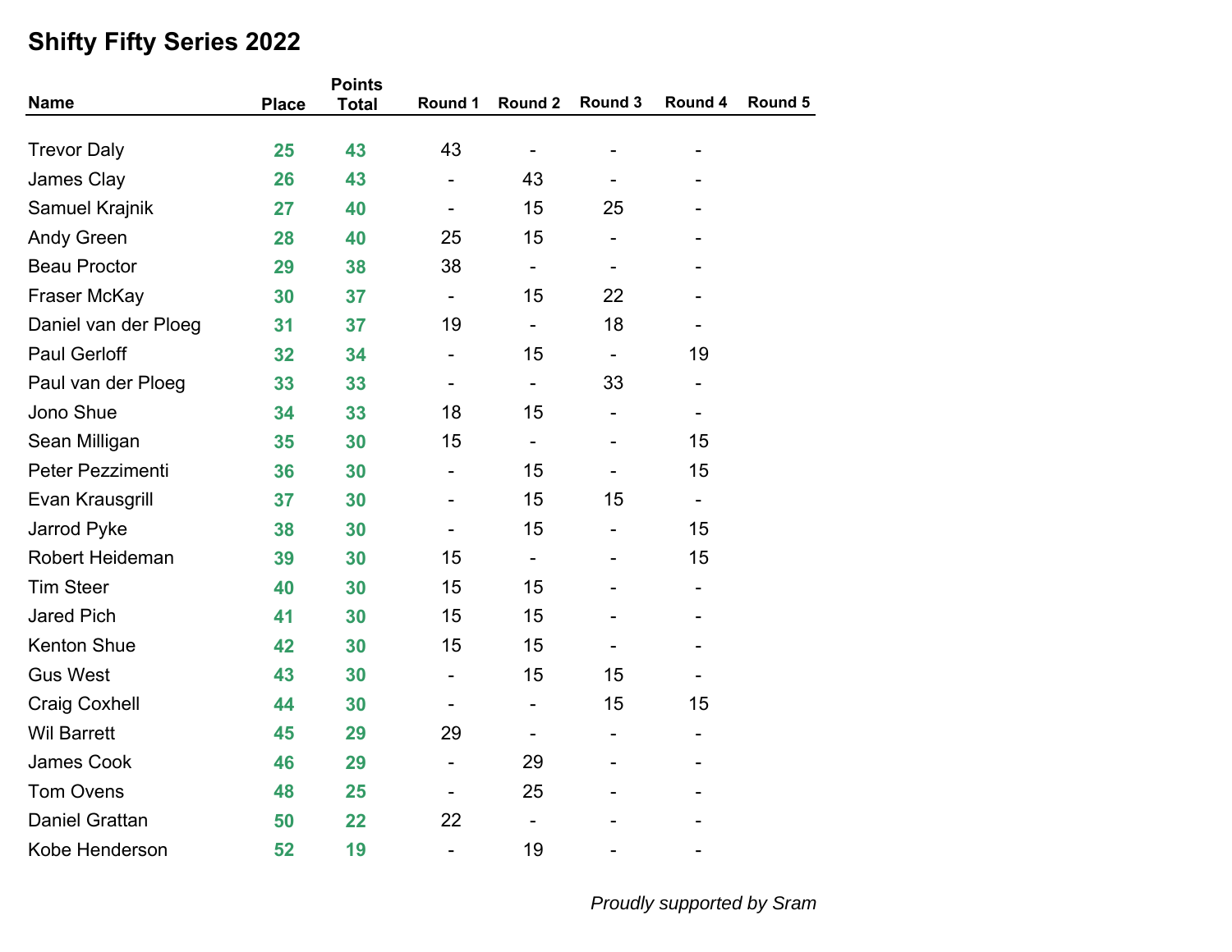# Shifty Fifty Series 2022

| Name | Place | Points Total | Round 1 | Round 2 | Round 3 | Round 4 | Round 5 |
|---|---|---|---|---|---|---|---|
| Trevor Daly | 25 | 43 | 43 | - | - | - | |
| James Clay | 26 | 43 | - | 43 | - | - | |
| Samuel Krajnik | 27 | 40 | - | 15 | 25 | - | |
| Andy Green | 28 | 40 | 25 | 15 | - | - | |
| Beau Proctor | 29 | 38 | 38 | - | - | - | |
| Fraser McKay | 30 | 37 | - | 15 | 22 | - | |
| Daniel van der Ploeg | 31 | 37 | 19 | - | 18 | - | |
| Paul Gerloff | 32 | 34 | - | 15 | - | 19 | |
| Paul van der Ploeg | 33 | 33 | - | - | 33 | - | |
| Jono Shue | 34 | 33 | 18 | 15 | - | - | |
| Sean Milligan | 35 | 30 | 15 | - | - | 15 | |
| Peter Pezzimenti | 36 | 30 | - | 15 | - | 15 | |
| Evan Krausgrill | 37 | 30 | - | 15 | 15 | - | |
| Jarrod Pyke | 38 | 30 | - | 15 | - | 15 | |
| Robert Heideman | 39 | 30 | 15 | - | - | 15 | |
| Tim Steer | 40 | 30 | 15 | 15 | - | - | |
| Jared Pich | 41 | 30 | 15 | 15 | - | - | |
| Kenton Shue | 42 | 30 | 15 | 15 | - | - | |
| Gus West | 43 | 30 | - | 15 | 15 | - | |
| Craig Coxhell | 44 | 30 | - | - | 15 | 15 | |
| Wil Barrett | 45 | 29 | 29 | - | - | - | |
| James Cook | 46 | 29 | - | 29 | - | - | |
| Tom Ovens | 48 | 25 | - | 25 | - | - | |
| Daniel Grattan | 50 | 22 | 22 | - | - | - | |
| Kobe Henderson | 52 | 19 | - | 19 | - | - | |

*Proudly supported by Sram*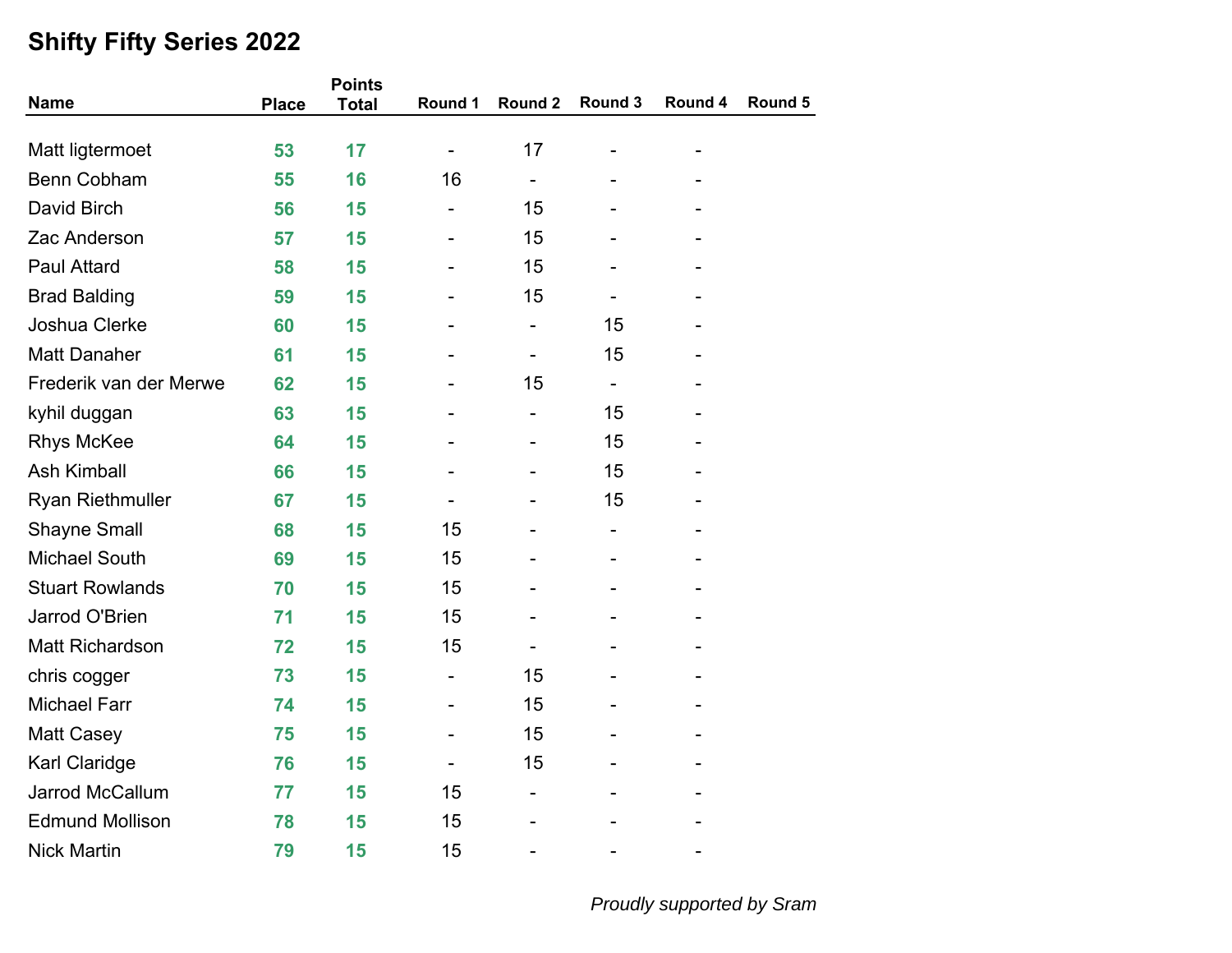## Shifty Fifty Series 2022

| Name | Place | Points Total | Round 1 | Round 2 | Round 3 | Round 4 | Round 5 |
|---|---|---|---|---|---|---|---|
| Matt ligtermoet | **53** | **17** | - | 17 | - | - | |
| Benn Cobham | **55** | **16** | 16 | - | - | - | |
| David Birch | **56** | **15** | - | 15 | - | - | |
| Zac Anderson | **57** | **15** | - | 15 | - | - | |
| Paul Attard | **58** | **15** | - | 15 | - | - | |
| Brad Balding | **59** | **15** | - | 15 | - | - | |
| Joshua Clerke | **60** | **15** | - | - | 15 | - | |
| Matt Danaher | **61** | **15** | - | - | 15 | - | |
| Frederik van der Merwe | **62** | **15** | - | 15 | - | - | |
| kyhil duggan | **63** | **15** | - | - | 15 | - | |
| Rhys McKee | **64** | **15** | - | - | 15 | - | |
| Ash Kimball | **66** | **15** | - | - | 15 | - | |
| Ryan Riethmuller | **67** | **15** | - | - | 15 | - | |
| Shayne Small | **68** | **15** | 15 | - | - | - | |
| Michael South | **69** | **15** | 15 | - | - | - | |
| Stuart Rowlands | **70** | **15** | 15 | - | - | - | |
| Jarrod O'Brien | **71** | **15** | 15 | - | - | - | |
| Matt Richardson | **72** | **15** | 15 | - | - | - | |
| chris cogger | **73** | **15** | - | 15 | - | - | |
| Michael Farr | **74** | **15** | - | 15 | - | - | |
| Matt Casey | **75** | **15** | - | 15 | - | - | |
| Karl Claridge | **76** | **15** | - | 15 | - | - | |
| Jarrod McCallum | **77** | **15** | 15 | - | - | - | |
| Edmund Mollison | **78** | **15** | 15 | - | - | - | |
| Nick Martin | **79** | **15** | 15 | - | - | - | |

*Proudly supported by Sram*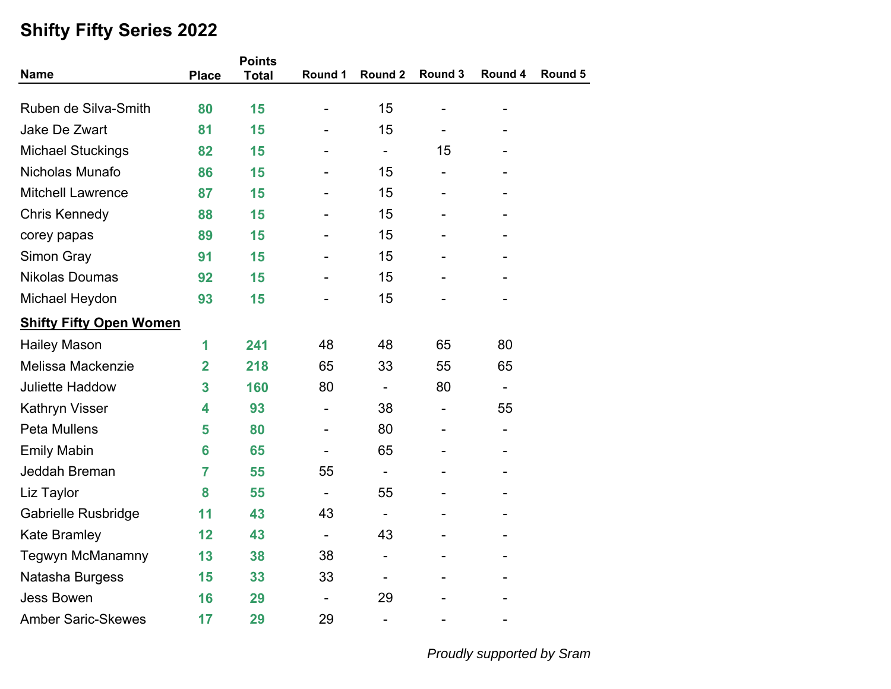# Shifty Fifty Series 2022

| Name | Place | Points Total | Round 1 | Round 2 | Round 3 | Round 4 | Round 5 |
|---|---|---|---|---|---|---|---|
| Ruben de Silva-Smith | 80 | 15 | - | 15 | - | - | |
| Jake De Zwart | 81 | 15 | - | 15 | - | - | |
| Michael Stuckings | 82 | 15 | - | - | 15 | - | |
| Nicholas Munafo | 86 | 15 | - | 15 | - | - | |
| Mitchell Lawrence | 87 | 15 | - | 15 | - | - | |
| Chris Kennedy | 88 | 15 | - | 15 | - | - | |
| corey papas | 89 | 15 | - | 15 | - | - | |
| Simon Gray | 91 | 15 | - | 15 | - | - | |
| Nikolas Doumas | 92 | 15 | - | 15 | - | - | |
| Michael Heydon | 93 | 15 | - | 15 | - | - | |
| **Shifty Fifty Open Women** | | | | | | | |
| Hailey Mason | 1 | 241 | 48 | 48 | 65 | 80 | |
| Melissa Mackenzie | 2 | 218 | 65 | 33 | 55 | 65 | |
| Juliette Haddow | 3 | 160 | 80 | - | 80 | - | |
| Kathryn Visser | 4 | 93 | - | 38 | - | 55 | |
| Peta Mullens | 5 | 80 | - | 80 | - | - | |
| Emily Mabin | 6 | 65 | - | 65 | - | - | |
| Jeddah Breman | 7 | 55 | 55 | - | - | - | |
| Liz Taylor | 8 | 55 | - | 55 | - | - | |
| Gabrielle Rusbridge | 11 | 43 | 43 | - | - | - | |
| Kate Bramley | 12 | 43 | - | 43 | - | - | |
| Tegwyn McManamny | 13 | 38 | 38 | - | - | - | |
| Natasha Burgess | 15 | 33 | 33 | - | - | - | |
| Jess Bowen | 16 | 29 | - | 29 | - | - | |
| Amber Saric-Skewes | 17 | 29 | 29 | - | - | - | |

*Proudly supported by Sram*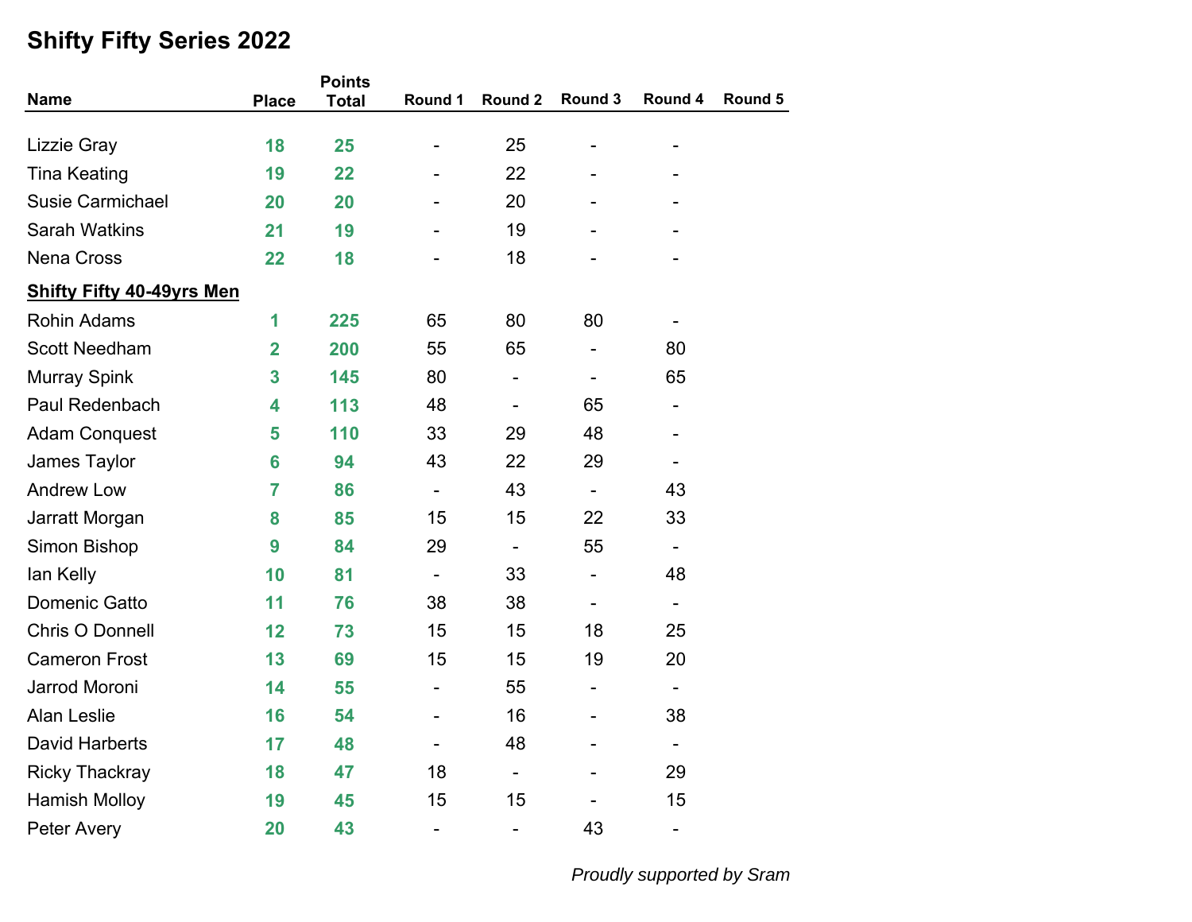# Shifty Fifty Series 2022

| Name | Place | Points Total | Round 1 | Round 2 | Round 3 | Round 4 | Round 5 |
|---|---|---|---|---|---|---|---|
| Lizzie Gray | **18** | **25** | - | 25 | - | - | |
| Tina Keating | **19** | **22** | - | 22 | - | - | |
| Susie Carmichael | **20** | **20** | - | 20 | - | - | |
| Sarah Watkins | **21** | **19** | - | 19 | - | - | |
| Nena Cross | **22** | **18** | - | 18 | - | - | |
| **Shifty Fifty 40-49yrs Men** | | | | | | | |
| Rohin Adams | **1** | **225** | 65 | 80 | 80 | - | |
| Scott Needham | **2** | **200** | 55 | 65 | - | 80 | |
| Murray Spink | **3** | **145** | 80 | - | - | 65 | |
| Paul Redenbach | **4** | **113** | 48 | - | 65 | - | |
| Adam Conquest | **5** | **110** | 33 | 29 | 48 | - | |
| James Taylor | **6** | **94** | 43 | 22 | 29 | - | |
| Andrew Low | **7** | **86** | - | 43 | - | 43 | |
| Jarratt Morgan | **8** | **85** | 15 | 15 | 22 | 33 | |
| Simon Bishop | **9** | **84** | 29 | - | 55 | - | |
| Ian Kelly | **10** | **81** | - | 33 | - | 48 | |
| Domenic Gatto | **11** | **76** | 38 | 38 | - | - | |
| Chris O Donnell | **12** | **73** | 15 | 15 | 18 | 25 | |
| Cameron Frost | **13** | **69** | 15 | 15 | 19 | 20 | |
| Jarrod Moroni | **14** | **55** | - | 55 | - | - | |
| Alan Leslie | **16** | **54** | - | 16 | - | 38 | |
| David Harberts | **17** | **48** | - | 48 | - | - | |
| Ricky Thackray | **18** | **47** | 18 | - | - | 29 | |
| Hamish Molloy | **19** | **45** | 15 | 15 | - | 15 | |
| Peter Avery | **20** | **43** | - | - | 43 | - | |

*Proudly supported by Sram*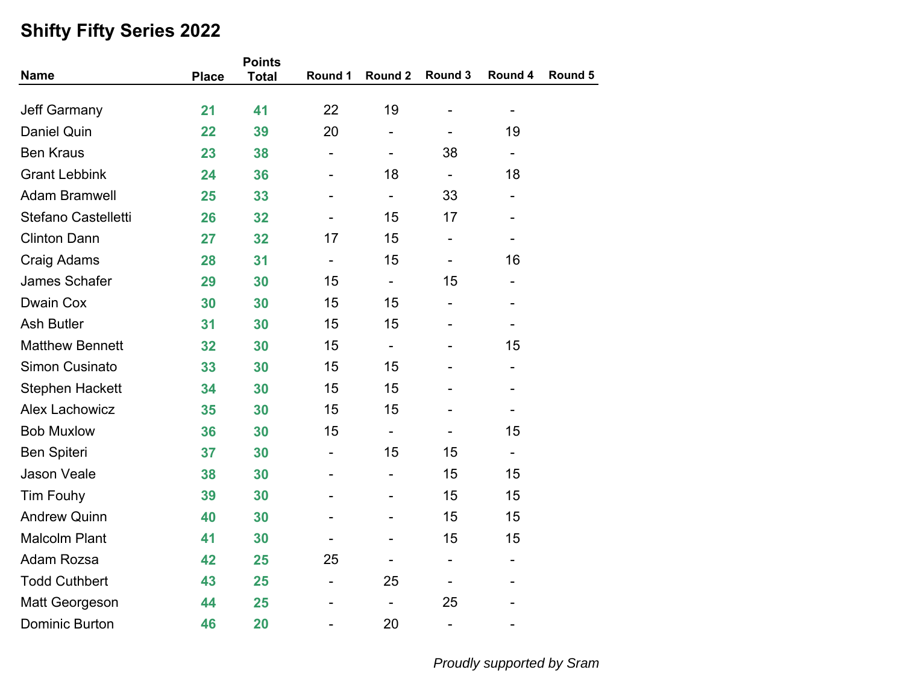# Shifty Fifty Series 2022

| Name | Place | Points Total | Round 1 | Round 2 | Round 3 | Round 4 | Round 5 |
|---|---|---|---|---|---|---|---|
| Jeff Garmany | 21 | 41 | 22 | 19 | - | - | |
| Daniel Quin | 22 | 39 | 20 | - | - | 19 | |
| Ben Kraus | 23 | 38 | - | - | 38 | - | |
| Grant Lebbink | 24 | 36 | - | 18 | - | 18 | |
| Adam Bramwell | 25 | 33 | - | - | 33 | - | |
| Stefano Castelletti | 26 | 32 | - | 15 | 17 | - | |
| Clinton Dann | 27 | 32 | 17 | 15 | - | - | |
| Craig Adams | 28 | 31 | - | 15 | - | 16 | |
| James Schafer | 29 | 30 | 15 | - | 15 | - | |
| Dwain Cox | 30 | 30 | 15 | 15 | - | - | |
| Ash Butler | 31 | 30 | 15 | 15 | - | - | |
| Matthew Bennett | 32 | 30 | 15 | - | - | 15 | |
| Simon Cusinato | 33 | 30 | 15 | 15 | - | - | |
| Stephen Hackett | 34 | 30 | 15 | 15 | - | - | |
| Alex Lachowicz | 35 | 30 | 15 | 15 | - | - | |
| Bob Muxlow | 36 | 30 | 15 | - | - | 15 | |
| Ben Spiteri | 37 | 30 | - | 15 | 15 | - | |
| Jason Veale | 38 | 30 | - | - | 15 | 15 | |
| Tim Fouhy | 39 | 30 | - | - | 15 | 15 | |
| Andrew Quinn | 40 | 30 | - | - | 15 | 15 | |
| Malcolm Plant | 41 | 30 | - | - | 15 | 15 | |
| Adam Rozsa | 42 | 25 | 25 | - | - | - | |
| Todd Cuthbert | 43 | 25 | - | 25 | - | - | |
| Matt Georgeson | 44 | 25 | - | - | 25 | - | |
| Dominic Burton | 46 | 20 | - | 20 | - | - | |

*Proudly supported by Sram*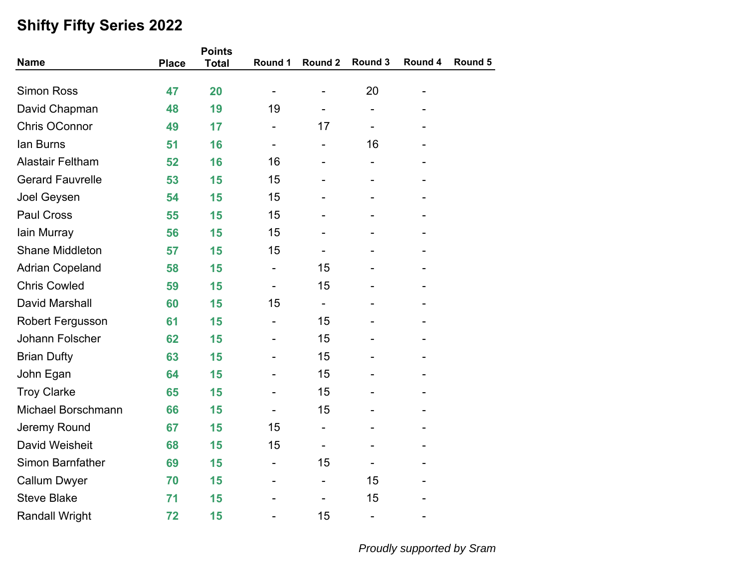# Shifty Fifty Series 2022

| Name | Place | Points Total | Round 1 | Round 2 | Round 3 | Round 4 | Round 5 |
|---|---|---|---|---|---|---|---|
| Simon Ross | 47 | 20 | - | - | 20 | - | |
| David Chapman | 48 | 19 | 19 | - | - | - | |
| Chris OConnor | 49 | 17 | - | 17 | - | - | |
| Ian Burns | 51 | 16 | - | - | 16 | - | |
| Alastair Feltham | 52 | 16 | 16 | - | - | - | |
| Gerard Fauvrelle | 53 | 15 | 15 | - | - | - | |
| Joel Geysen | 54 | 15 | 15 | - | - | - | |
| Paul Cross | 55 | 15 | 15 | - | - | - | |
| Iain Murray | 56 | 15 | 15 | - | - | - | |
| Shane Middleton | 57 | 15 | 15 | - | - | - | |
| Adrian Copeland | 58 | 15 | - | 15 | - | - | |
| Chris Cowled | 59 | 15 | - | 15 | - | - | |
| David Marshall | 60 | 15 | 15 | - | - | - | |
| Robert Fergusson | 61 | 15 | - | 15 | - | - | |
| Johann Folscher | 62 | 15 | - | 15 | - | - | |
| Brian Dufty | 63 | 15 | - | 15 | - | - | |
| John Egan | 64 | 15 | - | 15 | - | - | |
| Troy Clarke | 65 | 15 | - | 15 | - | - | |
| Michael Borschmann | 66 | 15 | - | 15 | - | - | |
| Jeremy Round | 67 | 15 | 15 | - | - | - | |
| David Weisheit | 68 | 15 | 15 | - | - | - | |
| Simon Barnfather | 69 | 15 | - | 15 | - | - | |
| Callum Dwyer | 70 | 15 | - | - | 15 | - | |
| Steve Blake | 71 | 15 | - | - | 15 | - | |
| Randall Wright | 72 | 15 | - | 15 | - | - | |

*Proudly supported by Sram*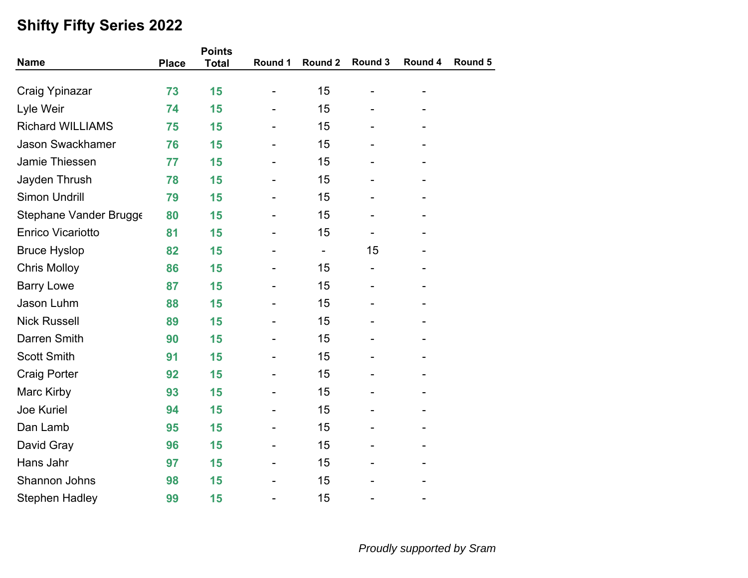## Shifty Fifty Series 2022

| Name | Place | Points Total | Round 1 | Round 2 | Round 3 | Round 4 | Round 5 |
|---|---|---|---|---|---|---|---|
| Craig Ypinazar | 73 | 15 | - | 15 | - | - | |
| Lyle Weir | 74 | 15 | - | 15 | - | - | |
| Richard WILLIAMS | 75 | 15 | - | 15 | - | - | |
| Jason Swackhamer | 76 | 15 | - | 15 | - | - | |
| Jamie Thiessen | 77 | 15 | - | 15 | - | - | |
| Jayden Thrush | 78 | 15 | - | 15 | - | - | |
| Simon Undrill | 79 | 15 | - | 15 | - | - | |
| Stephane Vander Brugge | 80 | 15 | - | 15 | - | - | |
| Enrico Vicariotto | 81 | 15 | - | 15 | - | - | |
| Bruce Hyslop | 82 | 15 | - | - | 15 | - | |
| Chris Molloy | 86 | 15 | - | 15 | - | - | |
| Barry Lowe | 87 | 15 | - | 15 | - | - | |
| Jason Luhm | 88 | 15 | - | 15 | - | - | |
| Nick Russell | 89 | 15 | - | 15 | - | - | |
| Darren Smith | 90 | 15 | - | 15 | - | - | |
| Scott Smith | 91 | 15 | - | 15 | - | - | |
| Craig Porter | 92 | 15 | - | 15 | - | - | |
| Marc Kirby | 93 | 15 | - | 15 | - | - | |
| Joe Kuriel | 94 | 15 | - | 15 | - | - | |
| Dan Lamb | 95 | 15 | - | 15 | - | - | |
| David Gray | 96 | 15 | - | 15 | - | - | |
| Hans Jahr | 97 | 15 | - | 15 | - | - | |
| Shannon Johns | 98 | 15 | - | 15 | - | - | |
| Stephen Hadley | 99 | 15 | - | 15 | - | - | |

*Proudly supported by Sram*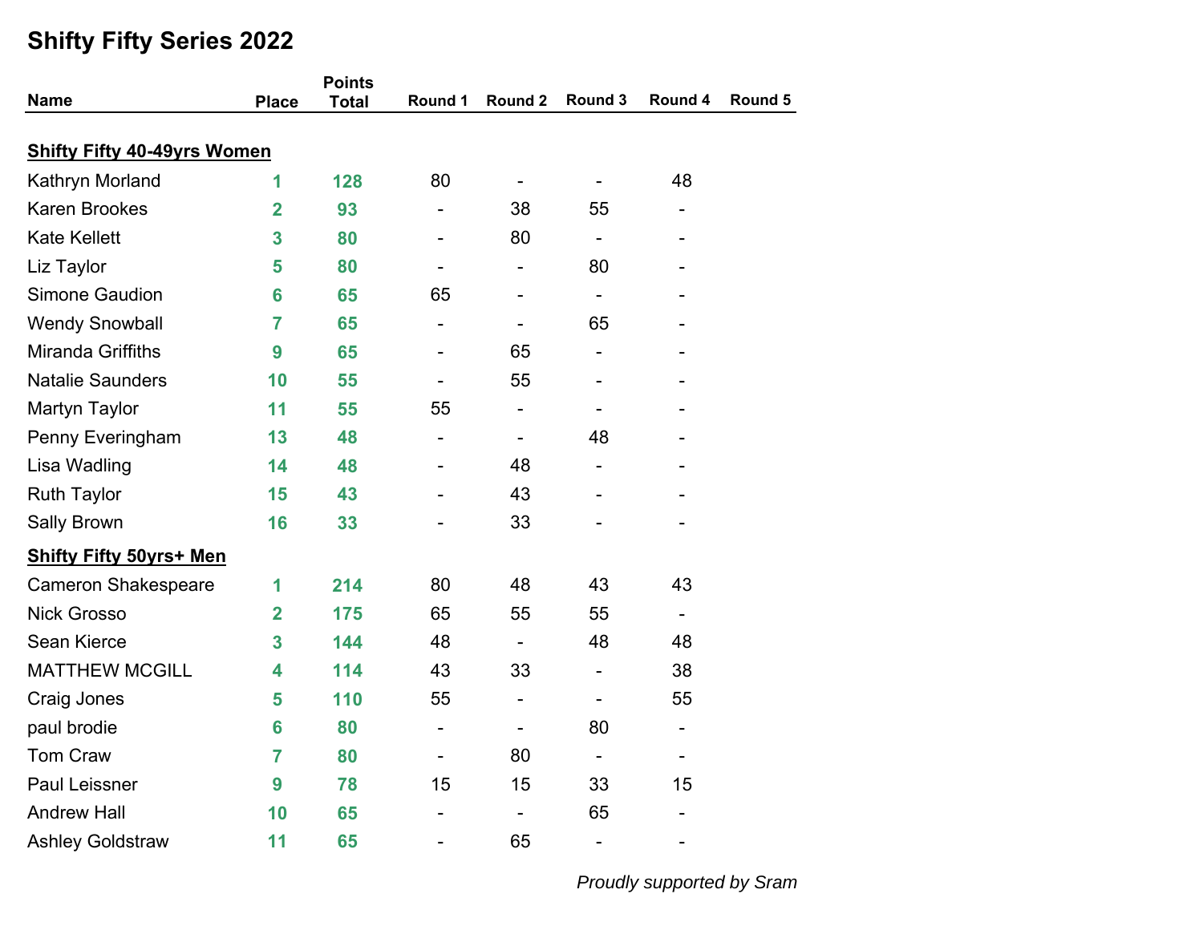# Shifty Fifty Series 2022

| Name | Place | Points Total | Round 1 | Round 2 | Round 3 | Round 4 | Round 5 |
|---|---|---|---|---|---|---|---|
| **Shifty Fifty 40-49yrs Women** | | | | | | | |
| Kathryn Morland | 1 | 128 | 80 | - | - | 48 | |
| Karen Brookes | 2 | 93 | - | 38 | 55 | - | |
| Kate Kellett | 3 | 80 | - | 80 | - | - | |
| Liz Taylor | 5 | 80 | - | - | 80 | - | |
| Simone Gaudion | 6 | 65 | 65 | - | - | - | |
| Wendy Snowball | 7 | 65 | - | - | 65 | - | |
| Miranda Griffiths | 9 | 65 | - | 65 | - | - | |
| Natalie Saunders | 10 | 55 | - | 55 | - | - | |
| Martyn Taylor | 11 | 55 | 55 | - | - | - | |
| Penny Everingham | 13 | 48 | - | - | 48 | - | |
| Lisa Wadling | 14 | 48 | - | 48 | - | - | |
| Ruth Taylor | 15 | 43 | - | 43 | - | - | |
| Sally Brown | 16 | 33 | - | 33 | - | - | |
| **Shifty Fifty 50yrs+ Men** | | | | | | | |
| Cameron Shakespeare | 1 | 214 | 80 | 48 | 43 | 43 | |
| Nick Grosso | 2 | 175 | 65 | 55 | 55 | - | |
| Sean Kierce | 3 | 144 | 48 | - | 48 | 48 | |
| MATTHEW MCGILL | 4 | 114 | 43 | 33 | - | 38 | |
| Craig Jones | 5 | 110 | 55 | - | - | 55 | |
| paul brodie | 6 | 80 | - | - | 80 | - | |
| Tom Craw | 7 | 80 | - | 80 | - | - | |
| Paul Leissner | 9 | 78 | 15 | 15 | 33 | 15 | |
| Andrew Hall | 10 | 65 | - | - | 65 | - | |
| Ashley Goldstraw | 11 | 65 | - | 65 | - | - | |

*Proudly supported by Sram*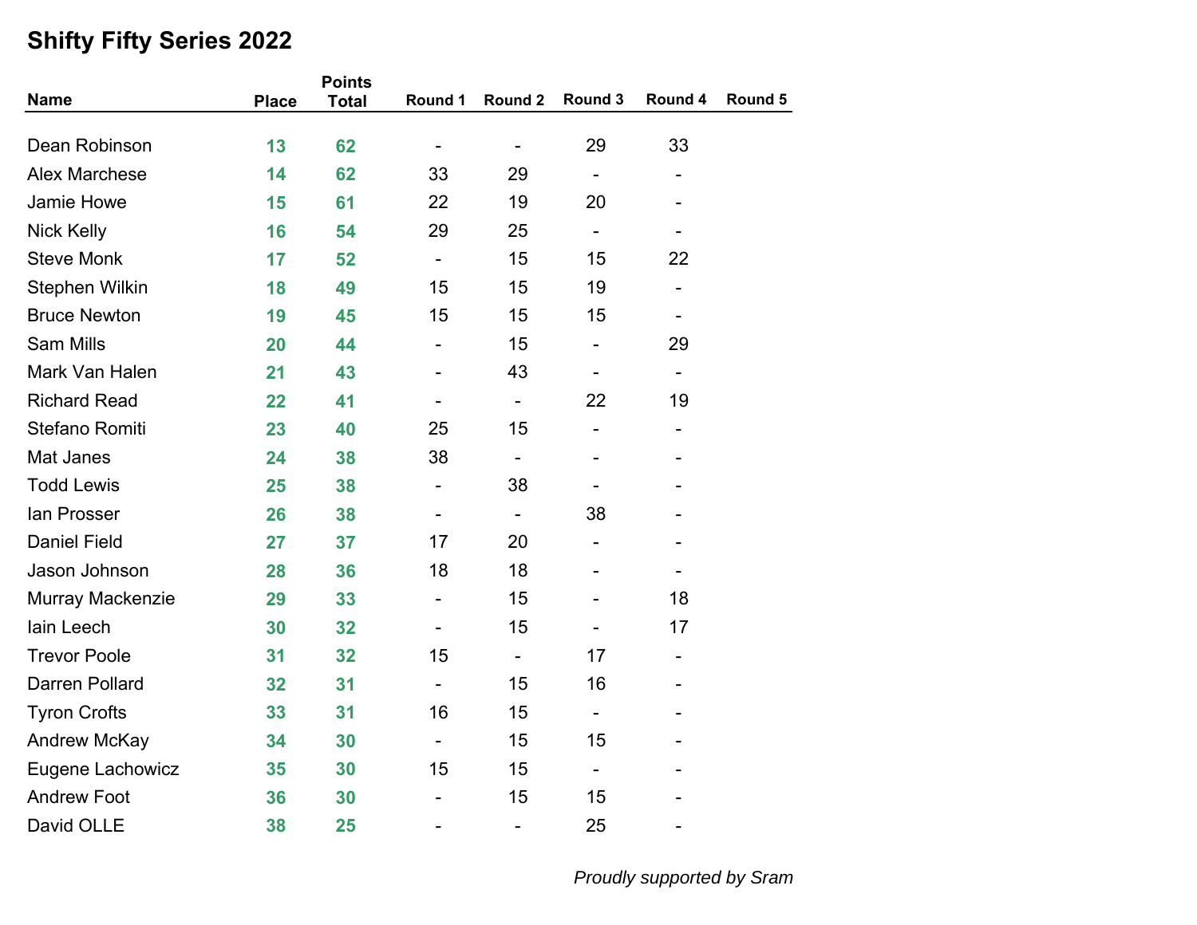## Shifty Fifty Series 2022

| Name | Place | Points Total | Round 1 | Round 2 | Round 3 | Round 4 | Round 5 |
|---|---|---|---|---|---|---|---|
| Dean Robinson | 13 | 62 | - | - | 29 | 33 | |
| Alex Marchese | 14 | 62 | 33 | 29 | - | - | |
| Jamie Howe | 15 | 61 | 22 | 19 | 20 | - | |
| Nick Kelly | 16 | 54 | 29 | 25 | - | - | |
| Steve Monk | 17 | 52 | - | 15 | 15 | 22 | |
| Stephen Wilkin | 18 | 49 | 15 | 15 | 19 | - | |
| Bruce Newton | 19 | 45 | 15 | 15 | 15 | - | |
| Sam Mills | 20 | 44 | - | 15 | - | 29 | |
| Mark Van Halen | 21 | 43 | - | 43 | - | - | |
| Richard Read | 22 | 41 | - | - | 22 | 19 | |
| Stefano Romiti | 23 | 40 | 25 | 15 | - | - | |
| Mat Janes | 24 | 38 | 38 | - | - | - | |
| Todd Lewis | 25 | 38 | - | 38 | - | - | |
| Ian Prosser | 26 | 38 | - | - | 38 | - | |
| Daniel Field | 27 | 37 | 17 | 20 | - | - | |
| Jason Johnson | 28 | 36 | 18 | 18 | - | - | |
| Murray Mackenzie | 29 | 33 | - | 15 | - | 18 | |
| Iain Leech | 30 | 32 | - | 15 | - | 17 | |
| Trevor Poole | 31 | 32 | 15 | - | 17 | - | |
| Darren Pollard | 32 | 31 | - | 15 | 16 | - | |
| Tyron Crofts | 33 | 31 | 16 | 15 | - | - | |
| Andrew McKay | 34 | 30 | - | 15 | 15 | - | |
| Eugene Lachowicz | 35 | 30 | 15 | 15 | - | - | |
| Andrew Foot | 36 | 30 | - | 15 | 15 | - | |
| David OLLE | 38 | 25 | - | - | 25 | - | |

*Proudly supported by Sram*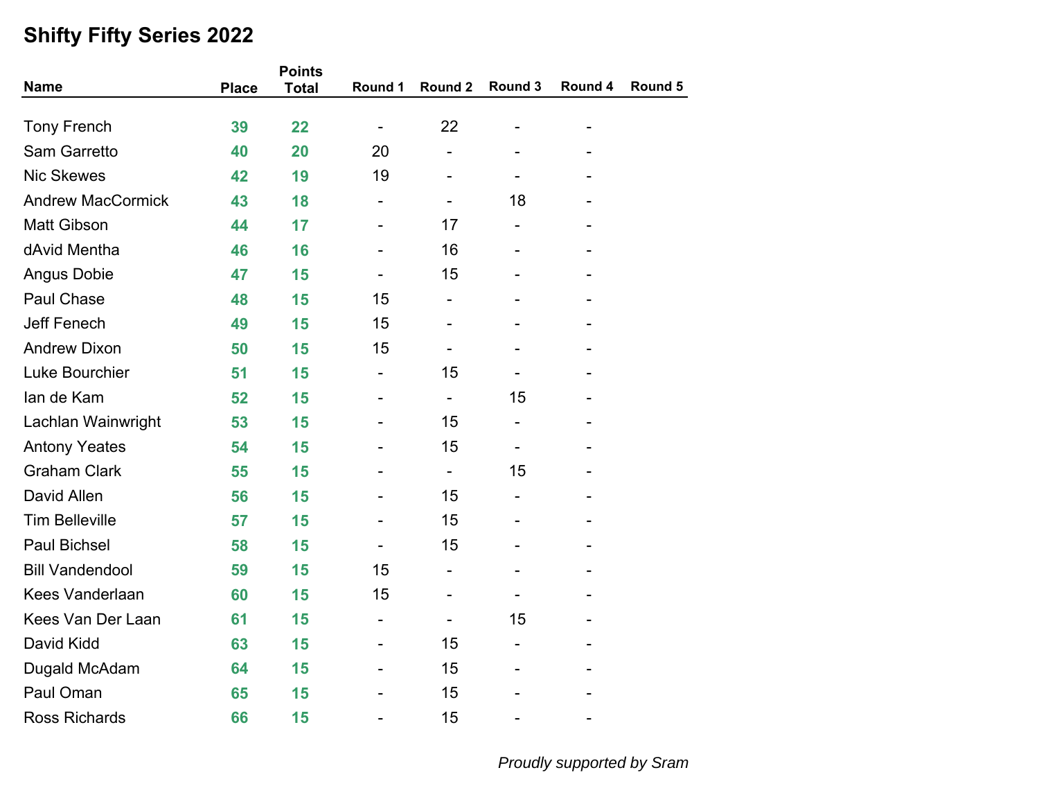# Shifty Fifty Series 2022

| Name | Place | Points Total | Round 1 | Round 2 | Round 3 | Round 4 | Round 5 |
|---|---|---|---|---|---|---|---|
| Tony French | 39 | 22 | - | 22 | - | - | |
| Sam Garretto | 40 | 20 | 20 | - | - | - | |
| Nic Skewes | 42 | 19 | 19 | - | - | - | |
| Andrew MacCormick | 43 | 18 | - | - | 18 | - | |
| Matt Gibson | 44 | 17 | - | 17 | - | - | |
| dAvid Mentha | 46 | 16 | - | 16 | - | - | |
| Angus Dobie | 47 | 15 | - | 15 | - | - | |
| Paul Chase | 48 | 15 | 15 | - | - | - | |
| Jeff Fenech | 49 | 15 | 15 | - | - | - | |
| Andrew Dixon | 50 | 15 | 15 | - | - | - | |
| Luke Bourchier | 51 | 15 | - | 15 | - | - | |
| Ian de Kam | 52 | 15 | - | - | 15 | - | |
| Lachlan Wainwright | 53 | 15 | - | 15 | - | - | |
| Antony Yeates | 54 | 15 | - | 15 | - | - | |
| Graham Clark | 55 | 15 | - | - | 15 | - | |
| David Allen | 56 | 15 | - | 15 | - | - | |
| Tim Belleville | 57 | 15 | - | 15 | - | - | |
| Paul Bichsel | 58 | 15 | - | 15 | - | - | |
| Bill Vandendool | 59 | 15 | 15 | - | - | - | |
| Kees Vanderlaan | 60 | 15 | 15 | - | - | - | |
| Kees Van Der Laan | 61 | 15 | - | - | 15 | - | |
| David Kidd | 63 | 15 | - | 15 | - | - | |
| Dugald McAdam | 64 | 15 | - | 15 | - | - | |
| Paul Oman | 65 | 15 | - | 15 | - | - | |
| Ross Richards | 66 | 15 | - | 15 | - | - | |

*Proudly supported by Sram*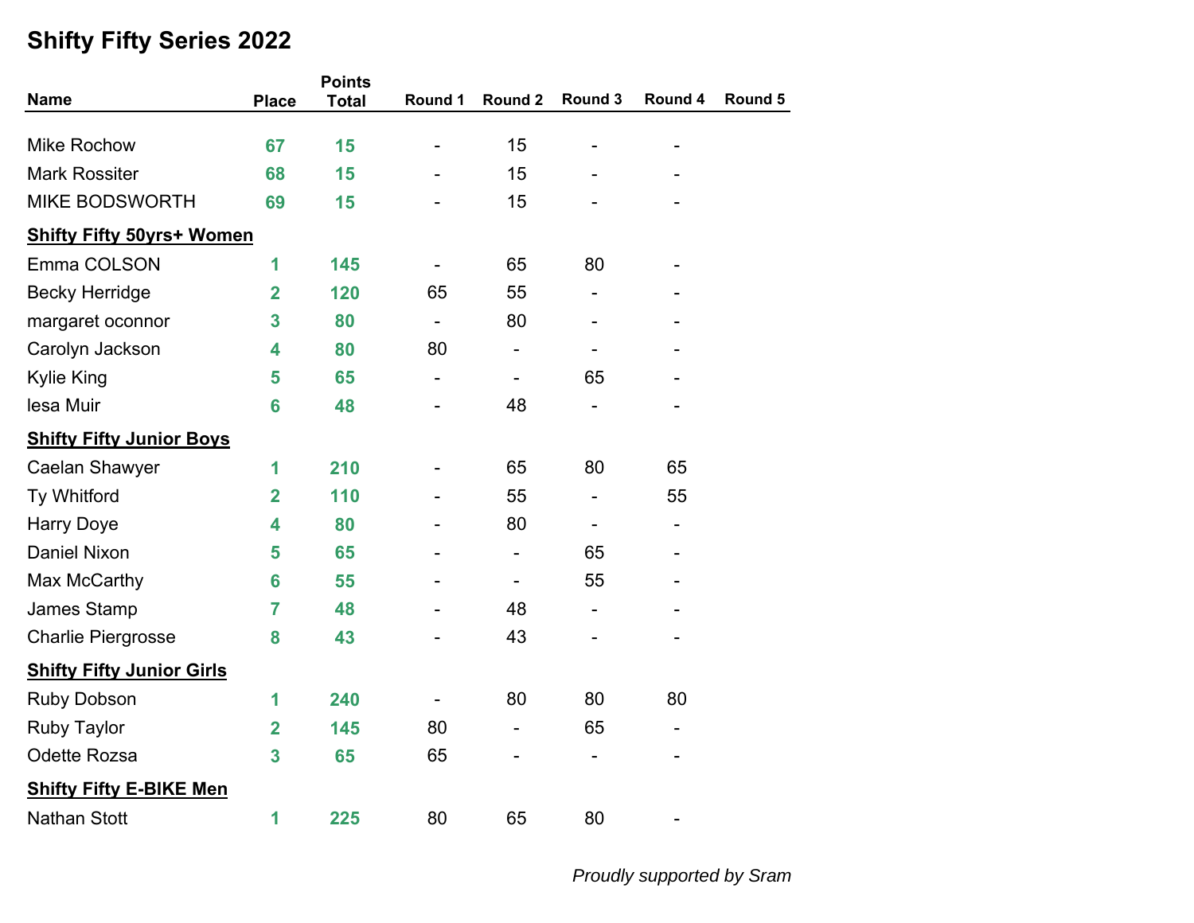# Shifty Fifty Series 2022

| Name | Place | Points Total | Round 1 | Round 2 | Round 3 | Round 4 | Round 5 |
|---|---|---|---|---|---|---|---|
| Mike Rochow | 67 | 15 | - | 15 | - | - | |
| Mark Rossiter | 68 | 15 | - | 15 | - | - | |
| MIKE BODSWORTH | 69 | 15 | - | 15 | - | - | |
| **Shifty Fifty 50yrs+ Women** | | | | | | | |
| Emma COLSON | 1 | 145 | - | 65 | 80 | - | |
| Becky Herridge | 2 | 120 | 65 | 55 | - | - | |
| margaret oconnor | 3 | 80 | - | 80 | - | - | |
| Carolyn Jackson | 4 | 80 | 80 | - | - | - | |
| Kylie King | 5 | 65 | - | - | 65 | - | |
| lesa Muir | 6 | 48 | - | 48 | - | - | |
| **Shifty Fifty Junior Boys** | | | | | | | |
| Caelan Shawyer | 1 | 210 | - | 65 | 80 | 65 | |
| Ty Whitford | 2 | 110 | - | 55 | - | 55 | |
| Harry Doye | 4 | 80 | - | 80 | - | - | |
| Daniel Nixon | 5 | 65 | - | - | 65 | - | |
| Max McCarthy | 6 | 55 | - | - | 55 | - | |
| James Stamp | 7 | 48 | - | 48 | - | - | |
| Charlie Piergrosse | 8 | 43 | - | 43 | - | - | |
| **Shifty Fifty Junior Girls** | | | | | | | |
| Ruby Dobson | 1 | 240 | - | 80 | 80 | 80 | |
| Ruby Taylor | 2 | 145 | 80 | - | 65 | - | |
| Odette Rozsa | 3 | 65 | 65 | - | - | - | |
| **Shifty Fifty E-BIKE Men** | | | | | | | |
| Nathan Stott | 1 | 225 | 80 | 65 | 80 | - | |

*Proudly supported by Sram*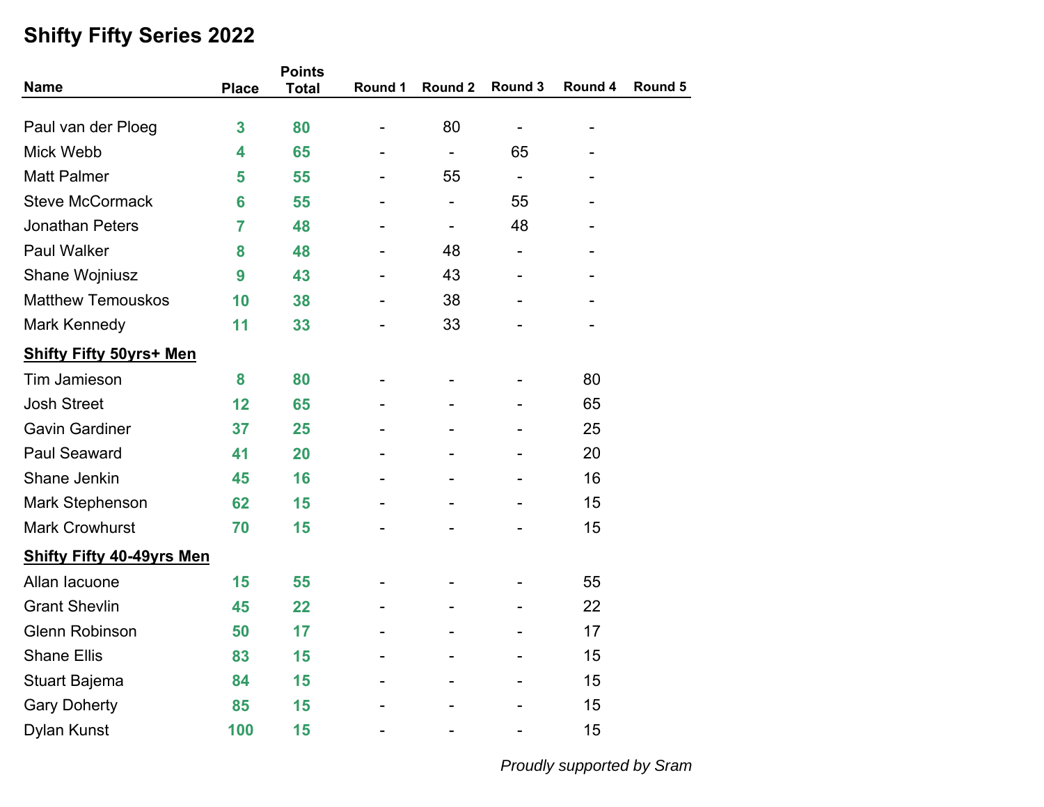# Shifty Fifty Series 2022

| Name | Place | Points Total | Round 1 | Round 2 | Round 3 | Round 4 | Round 5 |
|---|---|---|---|---|---|---|---|
| Paul van der Ploeg | 3 | 80 | - | 80 | - | - | |
| Mick Webb | 4 | 65 | - | - | 65 | - | |
| Matt Palmer | 5 | 55 | - | 55 | - | - | |
| Steve McCormack | 6 | 55 | - | - | 55 | - | |
| Jonathan Peters | 7 | 48 | - | - | 48 | - | |
| Paul Walker | 8 | 48 | - | 48 | - | - | |
| Shane Wojniusz | 9 | 43 | - | 43 | - | - | |
| Matthew Temouskos | 10 | 38 | - | 38 | - | - | |
| Mark Kennedy | 11 | 33 | - | 33 | - | - | |
| **Shifty Fifty 50yrs+ Men** | | | | | | | |
| Tim Jamieson | 8 | 80 | - | - | - | 80 | |
| Josh Street | 12 | 65 | - | - | - | 65 | |
| Gavin Gardiner | 37 | 25 | - | - | - | 25 | |
| Paul Seaward | 41 | 20 | - | - | - | 20 | |
| Shane Jenkin | 45 | 16 | - | - | - | 16 | |
| Mark Stephenson | 62 | 15 | - | - | - | 15 | |
| Mark Crowhurst | 70 | 15 | - | - | - | 15 | |
| **Shifty Fifty 40-49yrs Men** | | | | | | | |
| Allan Iacuone | 15 | 55 | - | - | - | 55 | |
| Grant Shevlin | 45 | 22 | - | - | - | 22 | |
| Glenn Robinson | 50 | 17 | - | - | - | 17 | |
| Shane Ellis | 83 | 15 | - | - | - | 15 | |
| Stuart Bajema | 84 | 15 | - | - | - | 15 | |
| Gary Doherty | 85 | 15 | - | - | - | 15 | |
| Dylan Kunst | 100 | 15 | - | - | - | 15 | |

*Proudly supported by Sram*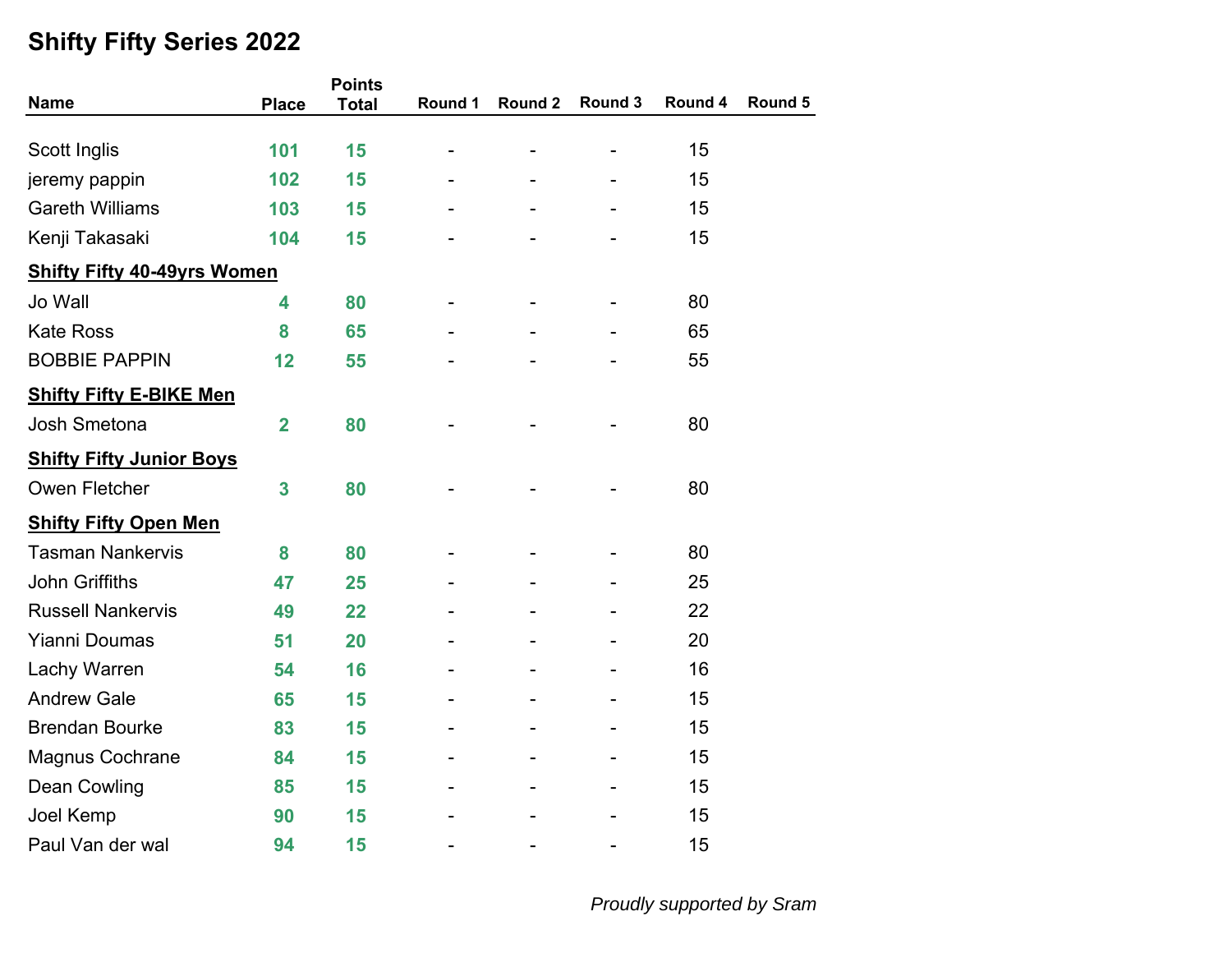# Shifty Fifty Series 2022

| Name | Place | Points Total | Round 1 | Round 2 | Round 3 | Round 4 | Round 5 |
|---|---|---|---|---|---|---|---|
| Scott Inglis | **101** | **15** | - | - | - | 15 | |
| jeremy pappin | **102** | **15** | - | - | - | 15 | |
| Gareth Williams | **103** | **15** | - | - | - | 15 | |
| Kenji Takasaki | **104** | **15** | - | - | - | 15 | |
| **Shifty Fifty 40-49yrs Women** | | | | | | | |
| Jo Wall | **4** | **80** | - | - | - | 80 | |
| Kate Ross | **8** | **65** | - | - | - | 65 | |
| BOBBIE PAPPIN | **12** | **55** | - | - | - | 55 | |
| **Shifty Fifty E-BIKE Men** | | | | | | | |
| Josh Smetona | **2** | **80** | - | - | - | 80 | |
| **Shifty Fifty Junior Boys** | | | | | | | |
| Owen Fletcher | **3** | **80** | - | - | - | 80 | |
| **Shifty Fifty Open Men** | | | | | | | |
| Tasman Nankervis | **8** | **80** | - | - | - | 80 | |
| John Griffiths | **47** | **25** | - | - | - | 25 | |
| Russell Nankervis | **49** | **22** | - | - | - | 22 | |
| Yianni Doumas | **51** | **20** | - | - | - | 20 | |
| Lachy Warren | **54** | **16** | - | - | - | 16 | |
| Andrew Gale | **65** | **15** | - | - | - | 15 | |
| Brendan Bourke | **83** | **15** | - | - | - | 15 | |
| Magnus Cochrane | **84** | **15** | - | - | - | 15 | |
| Dean Cowling | **85** | **15** | - | - | - | 15 | |
| Joel Kemp | **90** | **15** | - | - | - | 15 | |
| Paul Van der wal | **94** | **15** | - | - | - | 15 | |

*Proudly supported by Sram*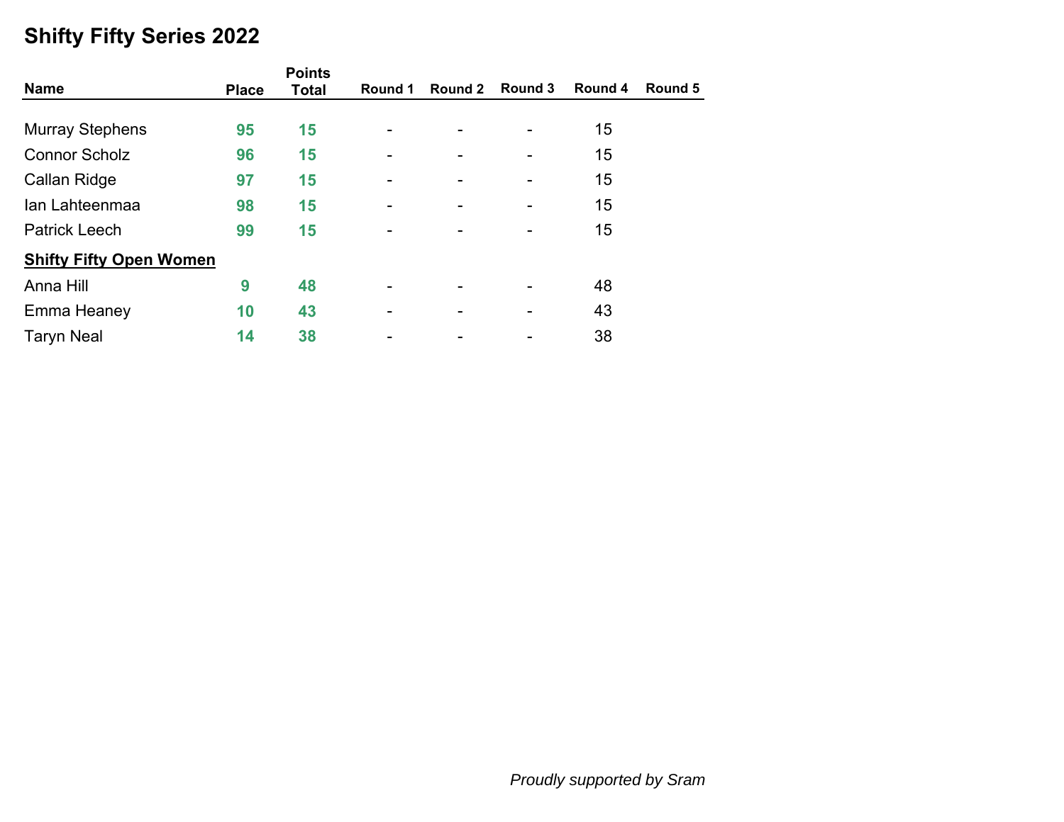# Shifty Fifty Series 2022

| Name | Place | Points Total | Round 1 | Round 2 | Round 3 | Round 4 | Round 5 |
|---|---|---|---|---|---|---|---|
| Murray Stephens | 95 | 15 | - | - | - | 15 | |
| Connor Scholz | 96 | 15 | - | - | - | 15 | |
| Callan Ridge | 97 | 15 | - | - | - | 15 | |
| Ian Lahteenmaa | 98 | 15 | - | - | - | 15 | |
| Patrick Leech | 99 | 15 | - | - | - | 15 | |
| **Shifty Fifty Open Women** | | | | | | | |
| Anna Hill | 9 | 48 | - | - | - | 48 | |
| Emma Heaney | 10 | 43 | - | - | - | 43 | |
| Taryn Neal | 14 | 38 | - | - | - | 38 | |

*Proudly supported by Sram*